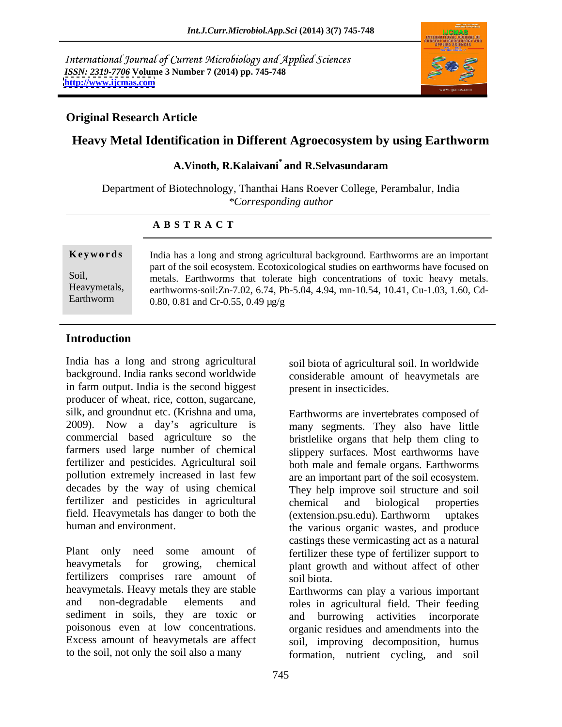International Journal of Current Microbiology and Applied Sciences
*ISSN: 2319-7706* **Volume 3 Number 7 (2014) pp. 745-748**
**http://www.ijcmas.com**

**Original Research Article**

# Heavy Metal Identification in Different Agroecosystem by using Earthworm

**A.Vinoth, R.Kalaivani[*] and R.Selvasundaram**

Department of Biotechnology, Thanthai Hans Roever College, Perambalur, India
*\*Corresponding author*

**A B S T R A C T**

**Keywords**

Soil, Heavymetals, Earthworm

India has a long and strong agricultural background. Earthworms are an important part of the soil ecosystem. Ecotoxicological studies on earthworms have focused on metals. Earthworms that tolerate high concentrations of toxic heavy metals. earthworms-soil:Zn-7.02, 6.74, Pb-5.04, 4.94, mn-10.54, 10.41, Cu-1.03, 1.60, Cd-0.80, 0.81 and Cr-0.55, 0.49 µg/g

## Introduction

India has a long and strong agricultural background. India ranks second worldwide in farm output. India is the second biggest producer of wheat, rice, cotton, sugarcane, silk, and groundnut etc. (Krishna and uma, 2009). Now a day's agriculture is commercial based agriculture so the farmers used large number of chemical fertilizer and pesticides. Agricultural soil pollution extremely increased in last few decades by the way of using chemical fertilizer and pesticides in agricultural field. Heavymetals has danger to both the human and environment.

Plant only need some amount of heavymetals for growing, chemical fertilizers comprises rare amount of heavymetals. Heavy metals they are stable and non-degradable elements and sediment in soils, they are toxic or poisonous even at low concentrations. Excess amount of heavymetals are affect to the soil, not only the soil also a many soil biota of agricultural soil. In worldwide considerable amount of heavymetals are present in insecticides.

Earthworms are invertebrates composed of many segments. They also have little bristlelike organs that help them cling to slippery surfaces. Most earthworms have both male and female organs. Earthworms are an important part of the soil ecosystem. They help improve soil structure and soil chemical and biological properties (extension.psu.edu). Earthworm uptakes the various organic wastes, and produce castings these vermicasting act as a natural fertilizer these type of fertilizer support to plant growth and without affect of other soil biota.

Earthworms can play a various important roles in agricultural field. Their feeding and burrowing activities incorporate organic residues and amendments into the soil, improving decomposition, humus formation, nutrient cycling, and soil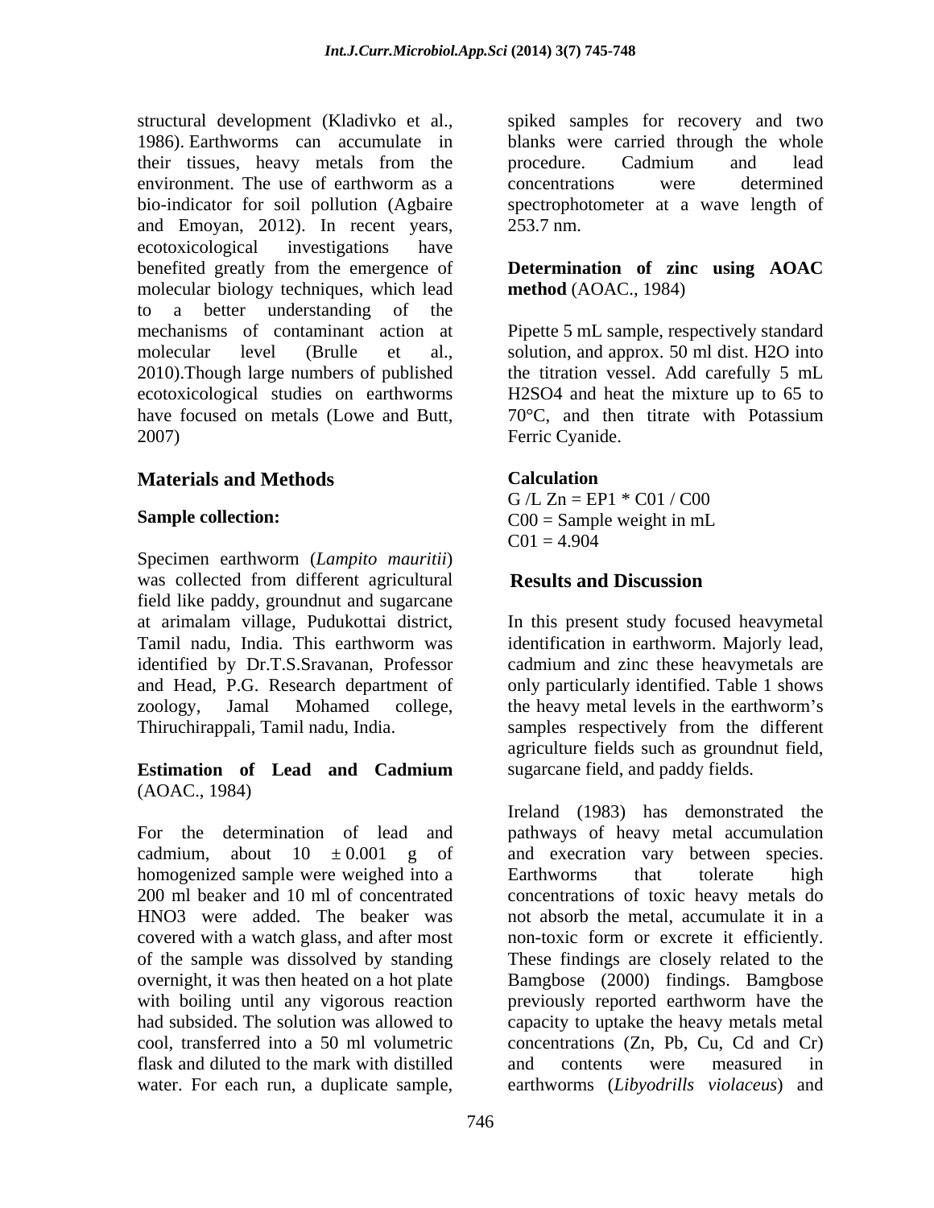structural development (Kladivko et al., 1986). Earthworms can accumulate in their tissues, heavy metals from the environment. The use of earthworm as a bio-indicator for soil pollution (Agbaire and Emoyan, 2012). In recent years, ecotoxicological investigations have benefited greatly from the emergence of molecular biology techniques, which lead to a better understanding of the mechanisms of contaminant action at molecular level (Brulle et al., 2010).Though large numbers of published ecotoxicological studies on earthworms have focused on metals (Lowe and Butt, 2007)

## Materials and Methods

**Sample collection:**

Specimen earthworm (*Lampito mauritii*) was collected from different agricultural field like paddy, groundnut and sugarcane at arimalam village, Pudukottai district, Tamil nadu, India. This earthworm was identified by Dr.T.S.Sravanan, Professor and Head, P.G. Research department of zoology, Jamal Mohamed college, Thiruchirappali, Tamil nadu, India.

**Estimation of Lead and Cadmium** (AOAC., 1984)

For the determination of lead and cadmium, about 10 $\pm$ 0.001 g of homogenized sample were weighed into a 200 ml beaker and 10 ml of concentrated $HNO_3$ were added. The beaker was covered with a watch glass, and after most of the sample was dissolved by standing overnight, it was then heated on a hot plate with boiling until any vigorous reaction had subsided. The solution was allowed to cool, transferred into a 50 ml volumetric flask and diluted to the mark with distilled water. For each run, a duplicate sample, spiked samples for recovery and two blanks were carried through the whole procedure. Cadmium and lead concentrations were determined spectrophotometer at a wave length of 253.7 nm.

**Determination of zinc using AOAC method** (AOAC., 1984)

Pipette 5 mL sample, respectively standard solution, and approx. 50 ml dist. $H_2O$ into the titration vessel. Add carefully 5 mL $H_2SO_4$ and heat the mixture up to 65 to 70°C, and then titrate with Potassium Ferric Cyanide.

**Calculation**

G /L Zn = EP1 * C01 / C00

C00 = Sample weight in mL

C01 = 4.904

## Results and Discussion

In this present study focused heavymetal identification in earthworm. Majorly lead, cadmium and zinc these heavymetals are only particularly identified. Table 1 shows the heavy metal levels in the earthworm's samples respectively from the different agriculture fields such as groundnut field, sugarcane field, and paddy fields.

Ireland (1983) has demonstrated the pathways of heavy metal accumulation and execration vary between species. Earthworms that tolerate high concentrations of toxic heavy metals do not absorb the metal, accumulate it in a non-toxic form or excrete it efficiently. These findings are closely related to the Bamgbose (2000) findings. Bamgbose previously reported earthworm have the capacity to uptake the heavy metals metal concentrations (Zn, Pb, Cu, Cd and Cr) and contents were measured in earthworms (*Libyodrills violaceus*) and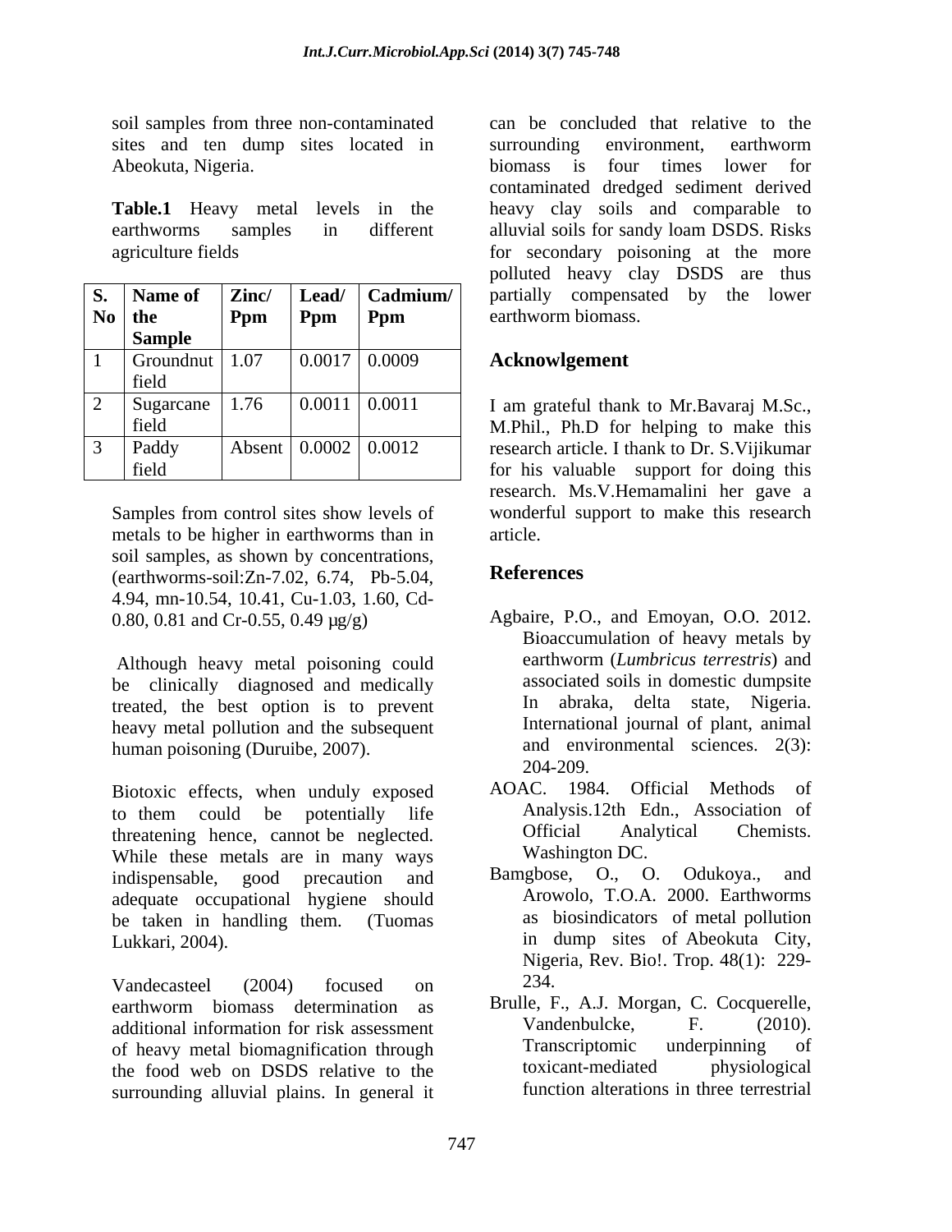soil samples from three non-contaminated sites and ten dump sites located in Abeokuta, Nigeria.

**Table.1** Heavy metal levels in the earthworms samples in different agriculture fields

| S. No | Name of the Sample | Zinc/ Ppm | Lead/ Ppm | Cadmium/ Ppm |
|---|---|---|---|---|
| 1 | Groundnut field | 1.07 | 0.0017 | 0.0009 |
| 2 | Sugarcane field | 1.76 | 0.0011 | 0.0011 |
| 3 | Paddy field | Absent | 0.0002 | 0.0012 |

Samples from control sites show levels of metals to be higher in earthworms than in soil samples, as shown by concentrations, (earthworms-soil:Zn-7.02, 6.74, Pb-5.04, 4.94, mn-10.54, 10.41, Cu-1.03, 1.60, Cd-0.80, 0.81 and Cr-0.55, 0.49 µg/g)

Although heavy metal poisoning could be clinically diagnosed and medically treated, the best option is to prevent heavy metal pollution and the subsequent human poisoning (Duruibe, 2007).

Biotoxic effects, when unduly exposed to them could be potentially life threatening hence, cannot be neglected. While these metals are in many ways indispensable, good precaution and adequate occupational hygiene should be taken in handling them. (Tuomas Lukkari, 2004).

Vandecasteel (2004) focused on earthworm biomass determination as additional information for risk assessment of heavy metal biomagnification through the food web on DSDS relative to the surrounding alluvial plains. In general it can be concluded that relative to the surrounding environment, earthworm biomass is four times lower for contaminated dredged sediment derived heavy clay soils and comparable to alluvial soils for sandy loam DSDS. Risks for secondary poisoning at the more polluted heavy clay DSDS are thus partially compensated by the lower earthworm biomass.

## Acknowlgement

I am grateful thank to Mr.Bavaraj M.Sc., M.Phil., Ph.D for helping to make this research article. I thank to Dr. S.Vijikumar for his valuable support for doing this research. Ms.V.Hemamalini her gave a wonderful support to make this research article.

## References

Agbaire, P.O., and Emoyan, O.O. 2012. Bioaccumulation of heavy metals by earthworm (*Lumbricus terrestris*) and associated soils in domestic dumpsite In abraka, delta state, Nigeria. International journal of plant, animal and environmental sciences. 2(3): 204-209.

AOAC. 1984. Official Methods of Analysis.12th Edn., Association of Official Analytical Chemists. Washington DC.

Bamgbose, O., O. Odukoya., and Arowolo, T.O.A. 2000. Earthworms as biosindicators of metal pollution in dump sites of Abeokuta City, Nigeria, Rev. Bio!. Trop. 48(1): 229-234.

Brulle, F., A.J. Morgan, C. Cocquerelle, Vandenbulcke, F. (2010). Transcriptomic underpinning of toxicant-mediated physiological function alterations in three terrestrial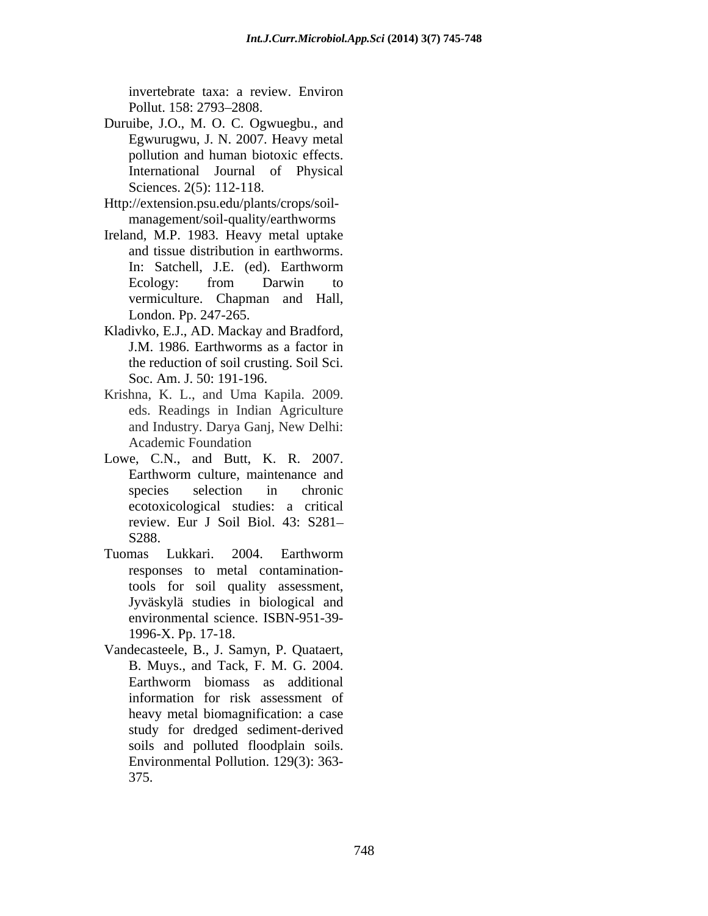invertebrate taxa: a review. Environ Pollut. 158: 2793–2808.

Duruibe, J.O., M. O. C. Ogwuegbu., and Egwurugwu, J. N. 2007. Heavy metal pollution and human biotoxic effects. International Journal of Physical Sciences. 2(5): 112-118.

Http://extension.psu.edu/plants/crops/soil-management/soil-quality/earthworms

Ireland, M.P. 1983. Heavy metal uptake and tissue distribution in earthworms. In: Satchell, J.E. (ed). Earthworm Ecology: from Darwin to vermiculture. Chapman and Hall, London. Pp. 247-265.

Kladivko, E.J., AD. Mackay and Bradford, J.M. 1986. Earthworms as a factor in the reduction of soil crusting. Soil Sci. Soc. Am. J. 50: 191-196.

Krishna, K. L., and Uma Kapila. 2009. eds. Readings in Indian Agriculture and Industry. Darya Ganj, New Delhi: Academic Foundation

Lowe, C.N., and Butt, K. R. 2007. Earthworm culture, maintenance and species selection in chronic ecotoxicological studies: a critical review. Eur J Soil Biol. 43: S281–S288.

Tuomas Lukkari. 2004. Earthworm responses to metal contamination-tools for soil quality assessment, Jyväskylä studies in biological and environmental science. ISBN-951-39-1996-X. Pp. 17-18.

Vandecasteele, B., J. Samyn, P. Quataert, B. Muys., and Tack, F. M. G. 2004. Earthworm biomass as additional information for risk assessment of heavy metal biomagnification: a case study for dredged sediment-derived soils and polluted floodplain soils. Environmental Pollution. 129(3): 363-375.